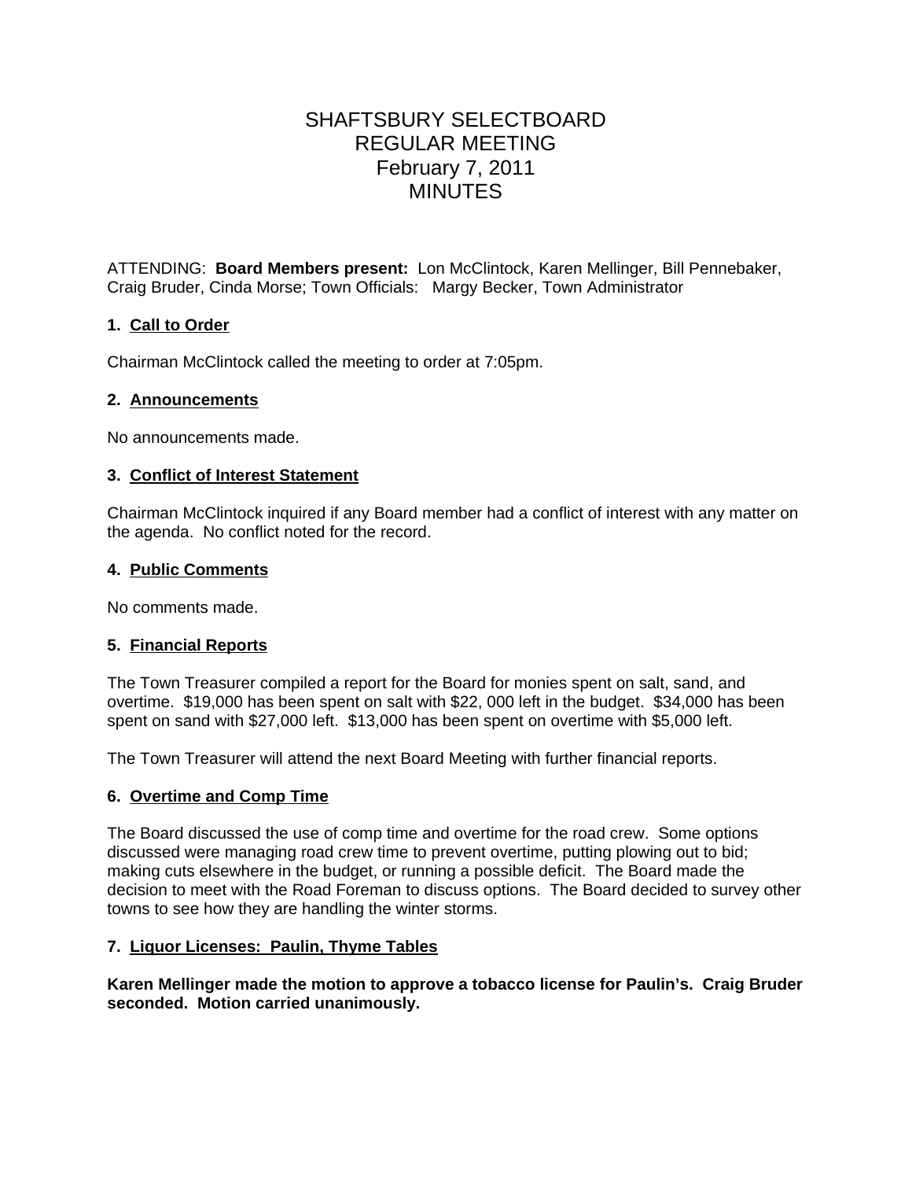# SHAFTSBURY SELECTBOARD
# REGULAR MEETING
# February 7, 2011
# MINUTES

ATTENDING: **Board Members present:** Lon McClintock, Karen Mellinger, Bill Pennebaker, Craig Bruder, Cinda Morse; Town Officials: Margy Becker, Town Administrator

### 1. Call to Order

Chairman McClintock called the meeting to order at 7:05pm.

### 2. Announcements

No announcements made.

### 3. Conflict of Interest Statement

Chairman McClintock inquired if any Board member had a conflict of interest with any matter on the agenda. No conflict noted for the record.

### 4. Public Comments

No comments made.

### 5. Financial Reports

The Town Treasurer compiled a report for the Board for monies spent on salt, sand, and overtime. $19,000 has been spent on salt with $22, 000 left in the budget. $34,000 has been spent on sand with $27,000 left. $13,000 has been spent on overtime with $5,000 left.

The Town Treasurer will attend the next Board Meeting with further financial reports.

### 6. Overtime and Comp Time

The Board discussed the use of comp time and overtime for the road crew. Some options discussed were managing road crew time to prevent overtime, putting plowing out to bid; making cuts elsewhere in the budget, or running a possible deficit. The Board made the decision to meet with the Road Foreman to discuss options. The Board decided to survey other towns to see how they are handling the winter storms.

### 7. Liquor Licenses: Paulin, Thyme Tables

**Karen Mellinger made the motion to approve a tobacco license for Paulin's. Craig Bruder seconded. Motion carried unanimously.**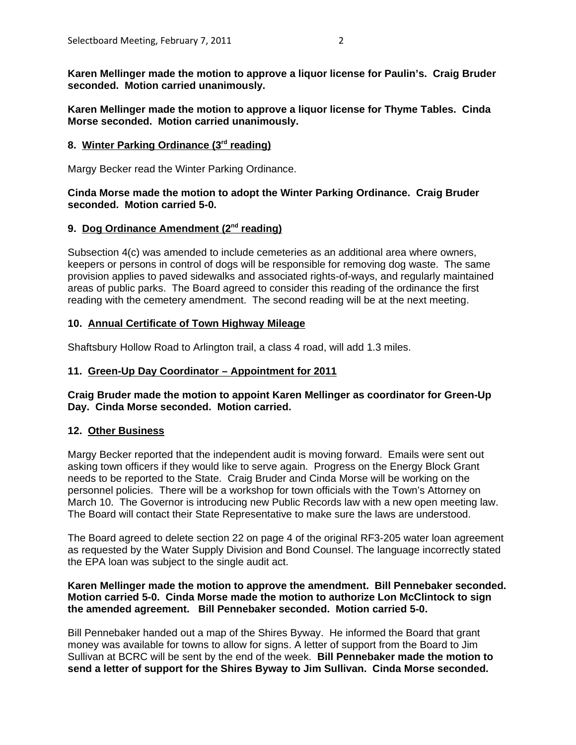**Karen Mellinger made the motion to approve a liquor license for Paulin's. Craig Bruder seconded. Motion carried unanimously.**

**Karen Mellinger made the motion to approve a liquor license for Thyme Tables. Cinda Morse seconded. Motion carried unanimously.**

### 8. Winter Parking Ordinance (3rd reading)

Margy Becker read the Winter Parking Ordinance.

**Cinda Morse made the motion to adopt the Winter Parking Ordinance. Craig Bruder seconded. Motion carried 5-0.**

### 9. Dog Ordinance Amendment (2nd reading)

Subsection 4(c) was amended to include cemeteries as an additional area where owners, keepers or persons in control of dogs will be responsible for removing dog waste. The same provision applies to paved sidewalks and associated rights-of-ways, and regularly maintained areas of public parks. The Board agreed to consider this reading of the ordinance the first reading with the cemetery amendment. The second reading will be at the next meeting.

### 10. Annual Certificate of Town Highway Mileage

Shaftsbury Hollow Road to Arlington trail, a class 4 road, will add 1.3 miles.

### 11. Green-Up Day Coordinator – Appointment for 2011

**Craig Bruder made the motion to appoint Karen Mellinger as coordinator for Green-Up Day. Cinda Morse seconded. Motion carried.**

### 12. Other Business

Margy Becker reported that the independent audit is moving forward. Emails were sent out asking town officers if they would like to serve again. Progress on the Energy Block Grant needs to be reported to the State. Craig Bruder and Cinda Morse will be working on the personnel policies. There will be a workshop for town officials with the Town's Attorney on March 10. The Governor is introducing new Public Records law with a new open meeting law. The Board will contact their State Representative to make sure the laws are understood.

The Board agreed to delete section 22 on page 4 of the original RF3-205 water loan agreement as requested by the Water Supply Division and Bond Counsel. The language incorrectly stated the EPA loan was subject to the single audit act.

**Karen Mellinger made the motion to approve the amendment. Bill Pennebaker seconded. Motion carried 5-0. Cinda Morse made the motion to authorize Lon McClintock to sign the amended agreement. Bill Pennebaker seconded. Motion carried 5-0.**

Bill Pennebaker handed out a map of the Shires Byway. He informed the Board that grant money was available for towns to allow for signs. A letter of support from the Board to Jim Sullivan at BCRC will be sent by the end of the week. **Bill Pennebaker made the motion to send a letter of support for the Shires Byway to Jim Sullivan. Cinda Morse seconded.**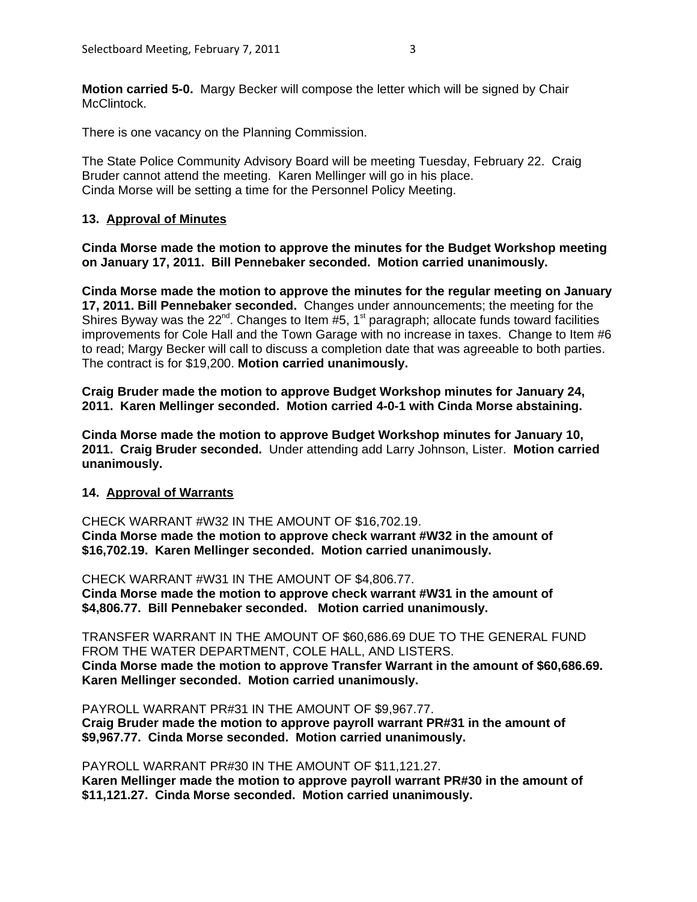**Motion carried 5-0.** Margy Becker will compose the letter which will be signed by Chair McClintock.

There is one vacancy on the Planning Commission.

The State Police Community Advisory Board will be meeting Tuesday, February 22. Craig Bruder cannot attend the meeting. Karen Mellinger will go in his place.
Cinda Morse will be setting a time for the Personnel Policy Meeting.

### 13. <u>Approval of Minutes</u>

**Cinda Morse made the motion to approve the minutes for the Budget Workshop meeting on January 17, 2011. Bill Pennebaker seconded. Motion carried unanimously.**

**Cinda Morse made the motion to approve the minutes for the regular meeting on January 17, 2011. Bill Pennebaker seconded.** Changes under announcements; the meeting for the Shires Byway was the 22nd. Changes to Item #5, 1st paragraph; allocate funds toward facilities improvements for Cole Hall and the Town Garage with no increase in taxes. Change to Item #6 to read; Margy Becker will call to discuss a completion date that was agreeable to both parties. The contract is for $19,200. **Motion carried unanimously.**

**Craig Bruder made the motion to approve Budget Workshop minutes for January 24, 2011. Karen Mellinger seconded. Motion carried 4-0-1 with Cinda Morse abstaining.**

**Cinda Morse made the motion to approve Budget Workshop minutes for January 10, 2011. Craig Bruder seconded.** Under attending add Larry Johnson, Lister. **Motion carried unanimously.**

### 14. <u>Approval of Warrants</u>

CHECK WARRANT #W32 IN THE AMOUNT OF $16,702.19.
**Cinda Morse made the motion to approve check warrant #W32 in the amount of $16,702.19. Karen Mellinger seconded. Motion carried unanimously.**

CHECK WARRANT #W31 IN THE AMOUNT OF $4,806.77.
**Cinda Morse made the motion to approve check warrant #W31 in the amount of $4,806.77. Bill Pennebaker seconded. Motion carried unanimously.**

TRANSFER WARRANT IN THE AMOUNT OF $60,686.69 DUE TO THE GENERAL FUND FROM THE WATER DEPARTMENT, COLE HALL, AND LISTERS.
**Cinda Morse made the motion to approve Transfer Warrant in the amount of $60,686.69. Karen Mellinger seconded. Motion carried unanimously.**

PAYROLL WARRANT PR#31 IN THE AMOUNT OF $9,967.77.
**Craig Bruder made the motion to approve payroll warrant PR#31 in the amount of $9,967.77. Cinda Morse seconded. Motion carried unanimously.**

PAYROLL WARRANT PR#30 IN THE AMOUNT OF $11,121.27.
**Karen Mellinger made the motion to approve payroll warrant PR#30 in the amount of $11,121.27. Cinda Morse seconded. Motion carried unanimously.**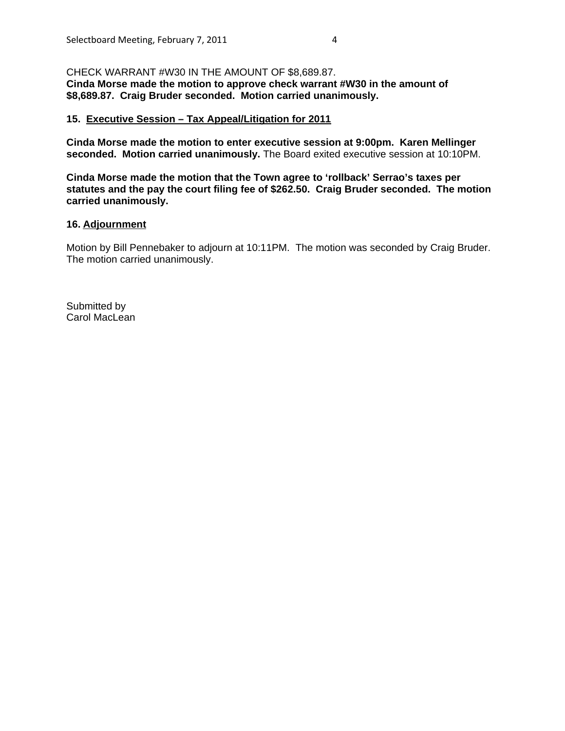CHECK WARRANT #W30 IN THE AMOUNT OF $8,689.87.
**Cinda Morse made the motion to approve check warrant #W30 in the amount of $8,689.87. Craig Bruder seconded. Motion carried unanimously.**

**15. <u>Executive Session – Tax Appeal/Litigation for 2011</u>**

**Cinda Morse made the motion to enter executive session at 9:00pm. Karen Mellinger seconded. Motion carried unanimously.** The Board exited executive session at 10:10PM.

**Cinda Morse made the motion that the Town agree to 'rollback' Serrao's taxes per statutes and the pay the court filing fee of $262.50. Craig Bruder seconded. The motion carried unanimously.**

**16. <u>Adjournment</u>**

Motion by Bill Pennebaker to adjourn at 10:11PM. The motion was seconded by Craig Bruder. The motion carried unanimously.

Submitted by
Carol MacLean